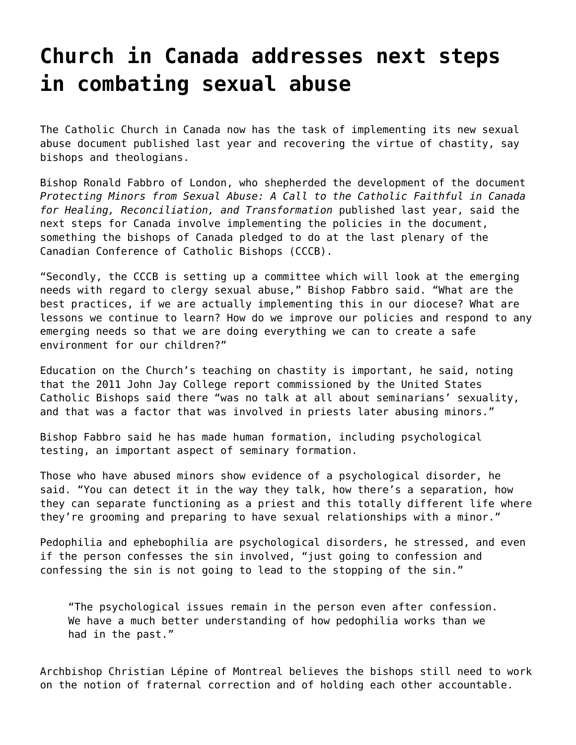# Church in Canada addresses next steps in combating sexual abuse

The Catholic Church in Canada now has the task of implementing its new sexual abuse document published last year and recovering the virtue of chastity, say bishops and theologians.

Bishop Ronald Fabbro of London, who shepherded the development of the document *Protecting Minors from Sexual Abuse: A Call to the Catholic Faithful in Canada for Healing, Reconciliation, and Transformation* published last year, said the next steps for Canada involve implementing the policies in the document, something the bishops of Canada pledged to do at the last plenary of the Canadian Conference of Catholic Bishops (CCCB).

"Secondly, the CCCB is setting up a committee which will look at the emerging needs with regard to clergy sexual abuse," Bishop Fabbro said. "What are the best practices, if we are actually implementing this in our diocese? What are lessons we continue to learn? How do we improve our policies and respond to any emerging needs so that we are doing everything we can to create a safe environment for our children?"

Education on the Church's teaching on chastity is important, he said, noting that the 2011 John Jay College report commissioned by the United States Catholic Bishops said there "was no talk at all about seminarians' sexuality, and that was a factor that was involved in priests later abusing minors."

Bishop Fabbro said he has made human formation, including psychological testing, an important aspect of seminary formation.

Those who have abused minors show evidence of a psychological disorder, he said. "You can detect it in the way they talk, how there's a separation, how they can separate functioning as a priest and this totally different life where they're grooming and preparing to have sexual relationships with a minor."

Pedophilia and ephebophilia are psychological disorders, he stressed, and even if the person confesses the sin involved, "just going to confession and confessing the sin is not going to lead to the stopping of the sin."

> "The psychological issues remain in the person even after confession. We have a much better understanding of how pedophilia works than we had in the past."

Archbishop Christian Lépine of Montreal believes the bishops still need to work on the notion of fraternal correction and of holding each other accountable.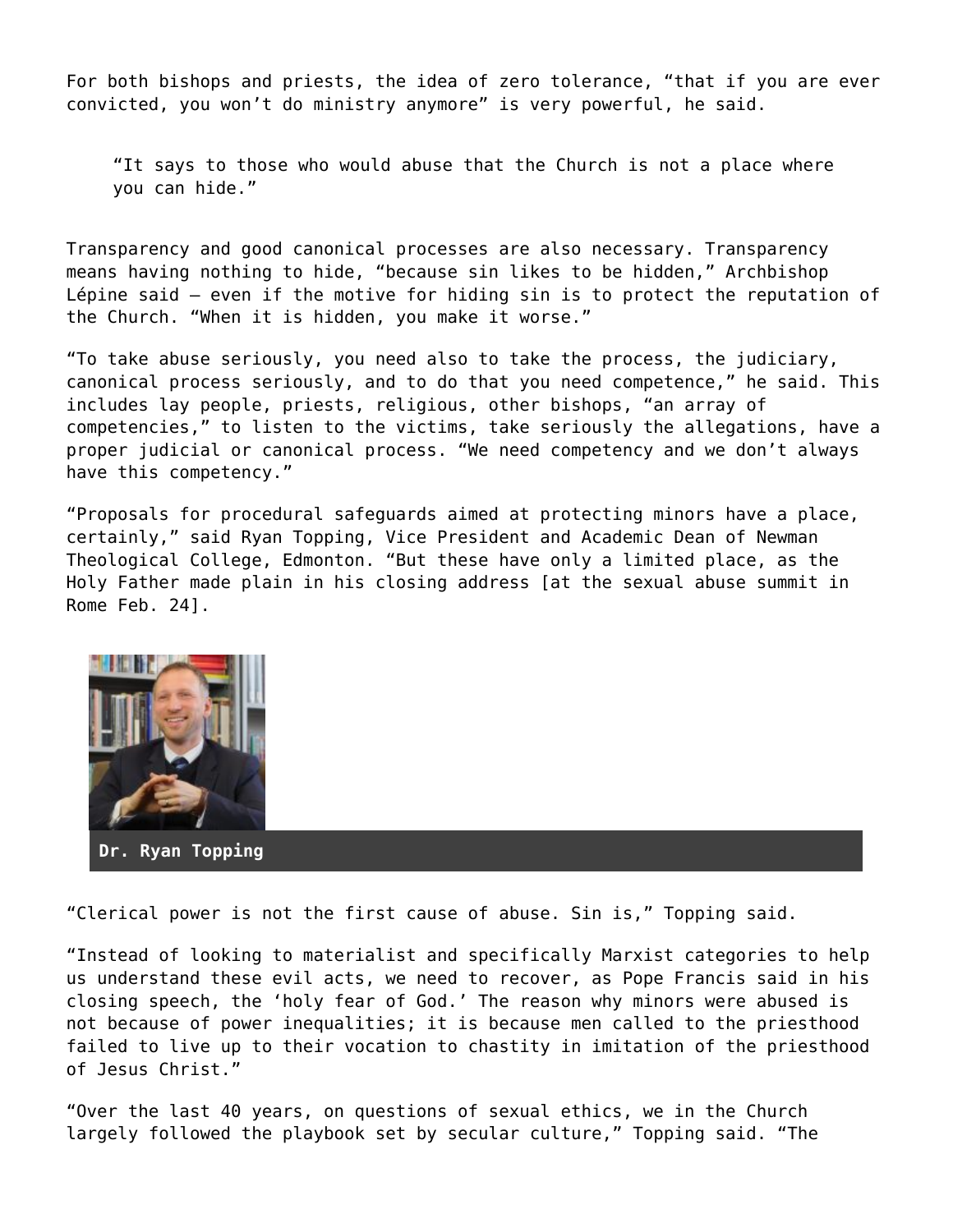For both bishops and priests, the idea of zero tolerance, “that if you are ever convicted, you won’t do ministry anymore” is very powerful, he said.

> “It says to those who would abuse that the Church is not a place where you can hide.”

Transparency and good canonical processes are also necessary. Transparency means having nothing to hide, “because sin likes to be hidden,” Archbishop Lépine said – even if the motive for hiding sin is to protect the reputation of the Church. “When it is hidden, you make it worse.”

“To take abuse seriously, you need also to take the process, the judiciary, canonical process seriously, and to do that you need competence,” he said. This includes lay people, priests, religious, other bishops, “an array of competencies,” to listen to the victims, take seriously the allegations, have a proper judicial or canonical process. “We need competency and we don’t always have this competency.”

“Proposals for procedural safeguards aimed at protecting minors have a place, certainly,” said Ryan Topping, Vice President and Academic Dean of Newman Theological College, Edmonton. “But these have only a limited place, as the Holy Father made plain in his closing address [at the sexual abuse summit in Rome Feb. 24].

**Dr. Ryan Topping**

“Clerical power is not the first cause of abuse. Sin is,” Topping said.

“Instead of looking to materialist and specifically Marxist categories to help us understand these evil acts, we need to recover, as Pope Francis said in his closing speech, the ‘holy fear of God.’ The reason why minors were abused is not because of power inequalities; it is because men called to the priesthood failed to live up to their vocation to chastity in imitation of the priesthood of Jesus Christ.”

“Over the last 40 years, on questions of sexual ethics, we in the Church largely followed the playbook set by secular culture,” Topping said. “The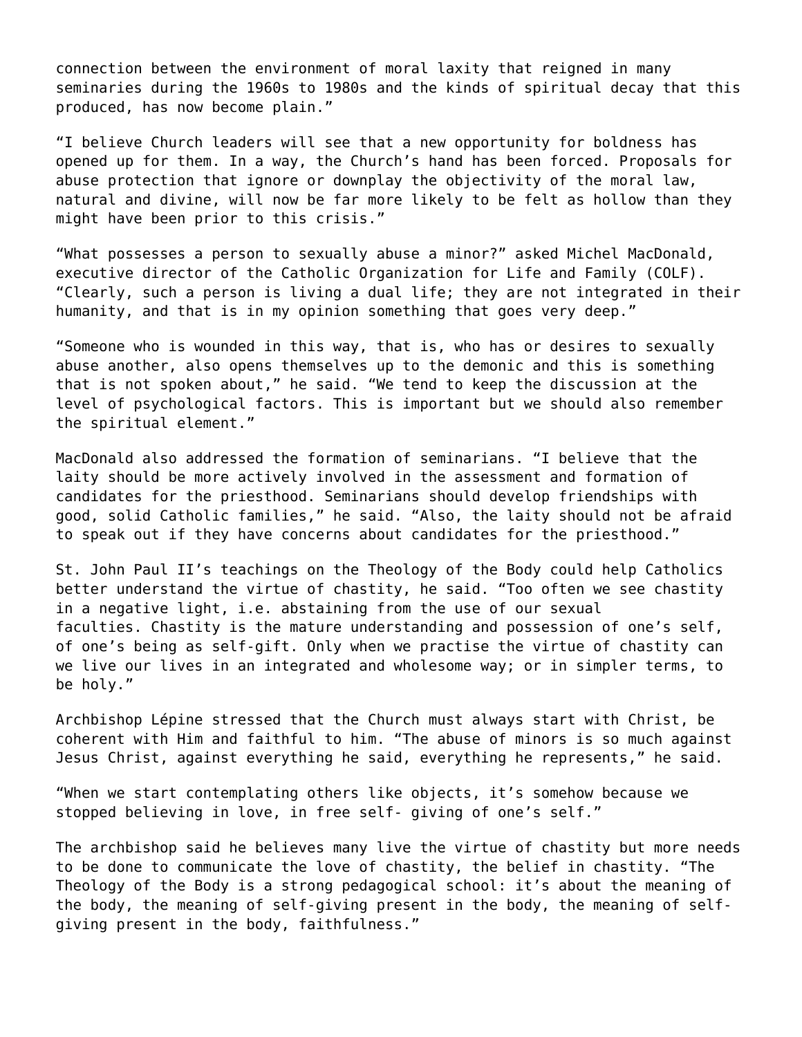connection between the environment of moral laxity that reigned in many seminaries during the 1960s to 1980s and the kinds of spiritual decay that this produced, has now become plain."

"I believe Church leaders will see that a new opportunity for boldness has opened up for them. In a way, the Church's hand has been forced. Proposals for abuse protection that ignore or downplay the objectivity of the moral law, natural and divine, will now be far more likely to be felt as hollow than they might have been prior to this crisis."

"What possesses a person to sexually abuse a minor?" asked Michel MacDonald, executive director of the Catholic Organization for Life and Family (COLF). "Clearly, such a person is living a dual life; they are not integrated in their humanity, and that is in my opinion something that goes very deep."

"Someone who is wounded in this way, that is, who has or desires to sexually abuse another, also opens themselves up to the demonic and this is something that is not spoken about," he said. "We tend to keep the discussion at the level of psychological factors. This is important but we should also remember the spiritual element."

MacDonald also addressed the formation of seminarians. "I believe that the laity should be more actively involved in the assessment and formation of candidates for the priesthood. Seminarians should develop friendships with good, solid Catholic families," he said. "Also, the laity should not be afraid to speak out if they have concerns about candidates for the priesthood."

St. John Paul II's teachings on the Theology of the Body could help Catholics better understand the virtue of chastity, he said. "Too often we see chastity in a negative light, i.e. abstaining from the use of our sexual faculties. Chastity is the mature understanding and possession of one's self, of one's being as self-gift. Only when we practise the virtue of chastity can we live our lives in an integrated and wholesome way; or in simpler terms, to be holy."

Archbishop Lépine stressed that the Church must always start with Christ, be coherent with Him and faithful to him. "The abuse of minors is so much against Jesus Christ, against everything he said, everything he represents," he said.

"When we start contemplating others like objects, it's somehow because we stopped believing in love, in free self- giving of one's self."

The archbishop said he believes many live the virtue of chastity but more needs to be done to communicate the love of chastity, the belief in chastity. "The Theology of the Body is a strong pedagogical school: it's about the meaning of the body, the meaning of self-giving present in the body, the meaning of self-giving present in the body, faithfulness."